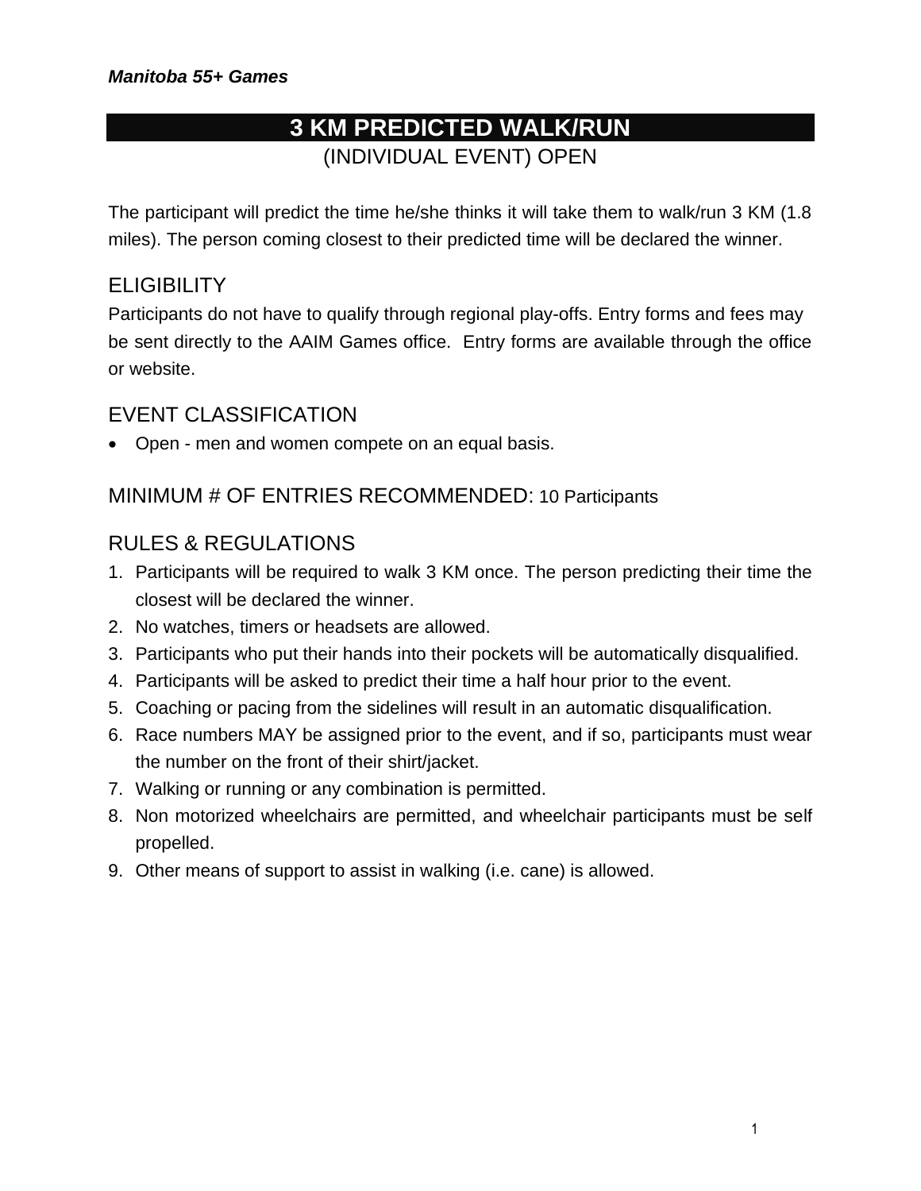*Manitoba 55+ Games*

# 3 KM PREDICTED WALK/RUN

(INDIVIDUAL EVENT) OPEN

The participant will predict the time he/she thinks it will take them to walk/run 3 KM (1.8 miles). The person coming closest to their predicted time will be declared the winner.

## ELIGIBILITY

Participants do not have to qualify through regional play-offs. Entry forms and fees may be sent directly to the AAIM Games office. Entry forms are available through the office or website.

## EVENT CLASSIFICATION

- Open - men and women compete on an equal basis.

## MINIMUM # OF ENTRIES RECOMMENDED: 10 Participants

## RULES & REGULATIONS

1. Participants will be required to walk 3 KM once. The person predicting their time the closest will be declared the winner.
2. No watches, timers or headsets are allowed.
3. Participants who put their hands into their pockets will be automatically disqualified.
4. Participants will be asked to predict their time a half hour prior to the event.
5. Coaching or pacing from the sidelines will result in an automatic disqualification.
6. Race numbers MAY be assigned prior to the event, and if so, participants must wear the number on the front of their shirt/jacket.
7. Walking or running or any combination is permitted.
8. Non motorized wheelchairs are permitted, and wheelchair participants must be self propelled.
9. Other means of support to assist in walking (i.e. cane) is allowed.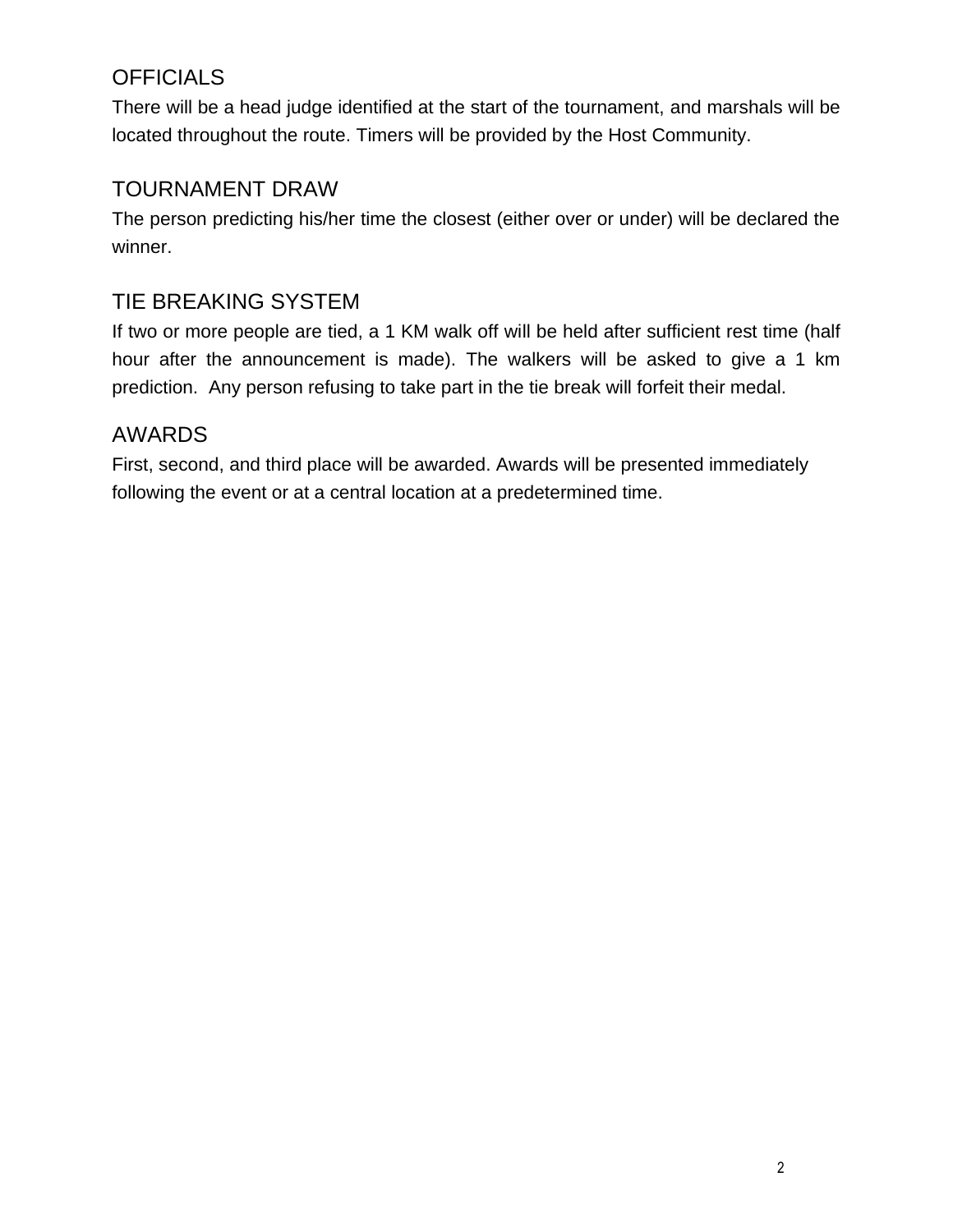## OFFICIALS

There will be a head judge identified at the start of the tournament, and marshals will be located throughout the route. Timers will be provided by the Host Community.

## TOURNAMENT DRAW

The person predicting his/her time the closest (either over or under) will be declared the winner.

## TIE BREAKING SYSTEM

If two or more people are tied, a 1 KM walk off will be held after sufficient rest time (half hour after the announcement is made). The walkers will be asked to give a 1 km prediction. Any person refusing to take part in the tie break will forfeit their medal.

## AWARDS

First, second, and third place will be awarded. Awards will be presented immediately following the event or at a central location at a predetermined time.